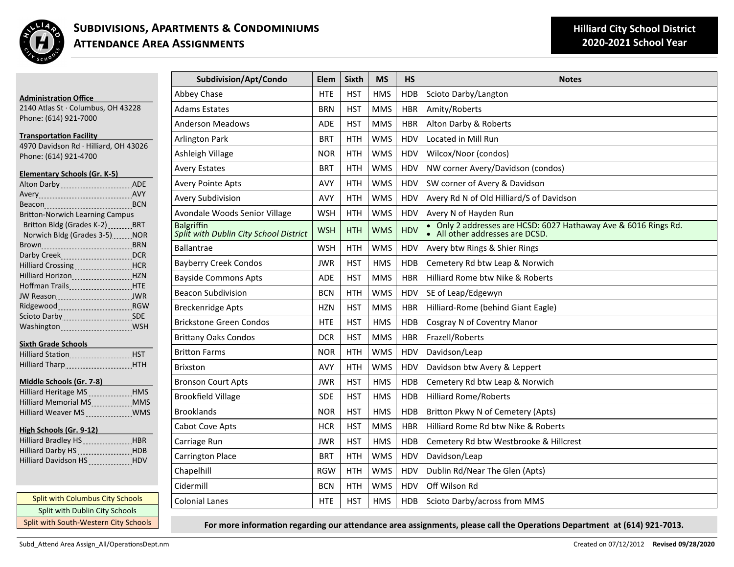# Subdivisions, Apartments & Condominiums Attendance Area Assignments

**Hilliard City School District 2020-2021 School Year**

**Administration Office**
2140 Atlas St · Columbus, OH 43228
Phone: (614) 921-7000

**Transportation Facility**
4970 Davidson Rd · Hilliard, OH 43026
Phone: (614) 921-4700

**Elementary Schools (Gr. K-5)**

- Alton Darby ADE
- Avery AVY
- Beacon BCN
- Britton-Norwich Learning Campus
  - Britton Bldg (Grades K-2) BRT
  - Norwich Bldg (Grades 3-5) NOR
- Brown BRN
- Darby Creek DCR
- Hilliard Crossing HCR
- Hilliard Horizon HZN
- Hoffman Trails HTE
- JW Reason JWR
- Ridgewood RGW
- Scioto Darby SDE
- Washington WSH

**Sixth Grade Schools**

- Hilliard Station HST
- Hilliard Tharp HTH

**Middle Schools (Gr. 7-8)**

- Hilliard Heritage MS HMS
- Hilliard Memorial MS MMS
- Hilliard Weaver MS WMS

**High Schools (Gr. 9-12)**

- Hilliard Bradley HS HBR
- Hilliard Darby HS HDB
- Hilliard Davidson HS HDV

Split with Columbus City Schools
Split with Dublin City Schools
Split with South-Western City Schools

| Subdivision/Apt/Condo | Elem | Sixth | MS | HS | Notes |
|---|---|---|---|---|---|
| Abbey Chase | HTE | HST | HMS | HDB | Scioto Darby/Langton |
| Adams Estates | BRN | HST | MMS | HBR | Amity/Roberts |
| Anderson Meadows | ADE | HST | MMS | HBR | Alton Darby & Roberts |
| Arlington Park | BRT | HTH | WMS | HDV | Located in Mill Run |
| Ashleigh Village | NOR | HTH | WMS | HDV | Wilcox/Noor (condos) |
| Avery Estates | BRT | HTH | WMS | HDV | NW corner Avery/Davidson (condos) |
| Avery Pointe Apts | AVY | HTH | WMS | HDV | SW corner of Avery & Davidson |
| Avery Subdivision | AVY | HTH | WMS | HDV | Avery Rd N of Old Hilliard/S of Davidson |
| Avondale Woods Senior Village | WSH | HTH | WMS | HDV | Avery N of Hayden Run |
| Balgriffin *Split with Dublin City School District* | WSH | HTH | WMS | HDV | • Only 2 addresses are HCSD: 6027 Hathaway Ave & 6016 Rings Rd. • All other addresses are DCSD. |
| Ballantrae | WSH | HTH | WMS | HDV | Avery btw Rings & Shier Rings |
| Bayberry Creek Condos | JWR | HST | HMS | HDB | Cemetery Rd btw Leap & Norwich |
| Bayside Commons Apts | ADE | HST | MMS | HBR | Hilliard Rome btw Nike & Roberts |
| Beacon Subdivision | BCN | HTH | WMS | HDV | SE of Leap/Edgewyn |
| Breckenridge Apts | HZN | HST | MMS | HBR | Hilliard-Rome (behind Giant Eagle) |
| Brickstone Green Condos | HTE | HST | HMS | HDB | Cosgray N of Coventry Manor |
| Brittany Oaks Condos | DCR | HST | MMS | HBR | Frazell/Roberts |
| Britton Farms | NOR | HTH | WMS | HDV | Davidson/Leap |
| Brixston | AVY | HTH | WMS | HDV | Davidson btw Avery & Leppert |
| Bronson Court Apts | JWR | HST | HMS | HDB | Cemetery Rd btw Leap & Norwich |
| Brookfield Village | SDE | HST | HMS | HDB | Hilliard Rome/Roberts |
| Brooklands | NOR | HST | HMS | HDB | Britton Pkwy N of Cemetery (Apts) |
| Cabot Cove Apts | HCR | HST | MMS | HBR | Hilliard Rome Rd btw Nike & Roberts |
| Carriage Run | JWR | HST | HMS | HDB | Cemetery Rd btw Westbrooke & Hillcrest |
| Carrington Place | BRT | HTH | WMS | HDV | Davidson/Leap |
| Chapelhill | RGW | HTH | WMS | HDV | Dublin Rd/Near The Glen (Apts) |
| Cidermill | BCN | HTH | WMS | HDV | Off Wilson Rd |
| Colonial Lanes | HTE | HST | HMS | HDB | Scioto Darby/across from MMS |

**For more information regarding our attendance area assignments, please call the Operations Department at (614) 921-7013.**

Subd_Attend Area Assign_All/OperationsDept.nm    Created on 07/12/2012 **Revised 09/28/2020**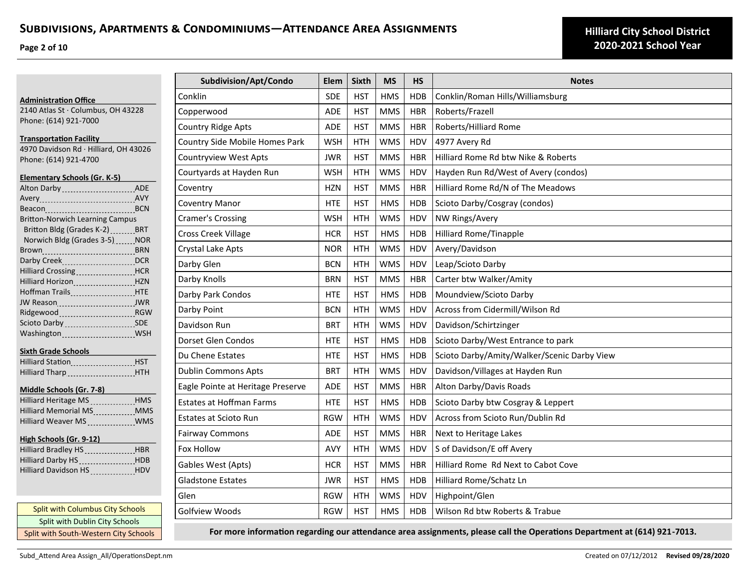# Subdivisions, Apartments & Condominiums—Attendance Area Assignments

**Hilliard City School District**
**2020-2021 School Year**

**Administration Office**
2140 Atlas St · Columbus, OH 43228
Phone: (614) 921-7000

**Transportation Facility**
4970 Davidson Rd · Hilliard, OH 43026
Phone: (614) 921-4700

**Elementary Schools (Gr. K-5)**
- Alton Darby — ADE
- Avery — AVY
- Beacon — BCN
- Britton-Norwich Learning Campus
  - Britton Bldg (Grades K-2) — BRT
  - Norwich Bldg (Grades 3-5) — NOR
- Brown — BRN
- Darby Creek — DCR
- Hilliard Crossing — HCR
- Hilliard Horizon — HZN
- Hoffman Trails — HTE
- JW Reason — JWR
- Ridgewood — RGW
- Scioto Darby — SDE
- Washington — WSH

**Sixth Grade Schools**
- Hilliard Station — HST
- Hilliard Tharp — HTH

**Middle Schools (Gr. 7-8)**
- Hilliard Heritage MS — HMS
- Hilliard Memorial MS — MMS
- Hilliard Weaver MS — WMS

**High Schools (Gr. 9-12)**
- Hilliard Bradley HS — HBR
- Hilliard Darby HS — HDB
- Hilliard Davidson HS — HDV

Split with Columbus City Schools
Split with Dublin City Schools
Split with South-Western City Schools

| Subdivision/Apt/Condo | Elem | Sixth | MS | HS | Notes |
|---|---|---|---|---|---|
| Conklin | SDE | HST | HMS | HDB | Conklin/Roman Hills/Williamsburg |
| Copperwood | ADE | HST | MMS | HBR | Roberts/Frazell |
| Country Ridge Apts | ADE | HST | MMS | HBR | Roberts/Hilliard Rome |
| Country Side Mobile Homes Park | WSH | HTH | WMS | HDV | 4977 Avery Rd |
| Countryview West Apts | JWR | HST | MMS | HBR | Hilliard Rome Rd btw Nike & Roberts |
| Courtyards at Hayden Run | WSH | HTH | WMS | HDV | Hayden Run Rd/West of Avery (condos) |
| Coventry | HZN | HST | MMS | HBR | Hilliard Rome Rd/N of The Meadows |
| Coventry Manor | HTE | HST | HMS | HDB | Scioto Darby/Cosgray (condos) |
| Cramer's Crossing | WSH | HTH | WMS | HDV | NW Rings/Avery |
| Cross Creek Village | HCR | HST | HMS | HDB | Hilliard Rome/Tinapple |
| Crystal Lake Apts | NOR | HTH | WMS | HDV | Avery/Davidson |
| Darby Glen | BCN | HTH | WMS | HDV | Leap/Scioto Darby |
| Darby Knolls | BRN | HST | MMS | HBR | Carter btw Walker/Amity |
| Darby Park Condos | HTE | HST | HMS | HDB | Moundview/Scioto Darby |
| Darby Point | BCN | HTH | WMS | HDV | Across from Cidermill/Wilson Rd |
| Davidson Run | BRT | HTH | WMS | HDV | Davidson/Schirtzinger |
| Dorset Glen Condos | HTE | HST | HMS | HDB | Scioto Darby/West Entrance to park |
| Du Chene Estates | HTE | HST | HMS | HDB | Scioto Darby/Amity/Walker/Scenic Darby View |
| Dublin Commons Apts | BRT | HTH | WMS | HDV | Davidson/Villages at Hayden Run |
| Eagle Pointe at Heritage Preserve | ADE | HST | MMS | HBR | Alton Darby/Davis Roads |
| Estates at Hoffman Farms | HTE | HST | HMS | HDB | Scioto Darby btw Cosgray & Leppert |
| Estates at Scioto Run | RGW | HTH | WMS | HDV | Across from Scioto Run/Dublin Rd |
| Fairway Commons | ADE | HST | MMS | HBR | Next to Heritage Lakes |
| Fox Hollow | AVY | HTH | WMS | HDV | S of Davidson/E off Avery |
| Gables West (Apts) | HCR | HST | MMS | HBR | Hilliard Rome Rd Next to Cabot Cove |
| Gladstone Estates | JWR | HST | HMS | HDB | Hilliard Rome/Schatz Ln |
| Glen | RGW | HTH | WMS | HDV | Highpoint/Glen |
| Golfview Woods | RGW | HST | HMS | HDB | Wilson Rd btw Roberts & Trabue |

**For more information regarding our attendance area assignments, please call the Operations Department at (614) 921-7013.**

Subd_Attend Area Assign_All/OperationsDept.nm — Created on 07/12/2012 **Revised 09/28/2020**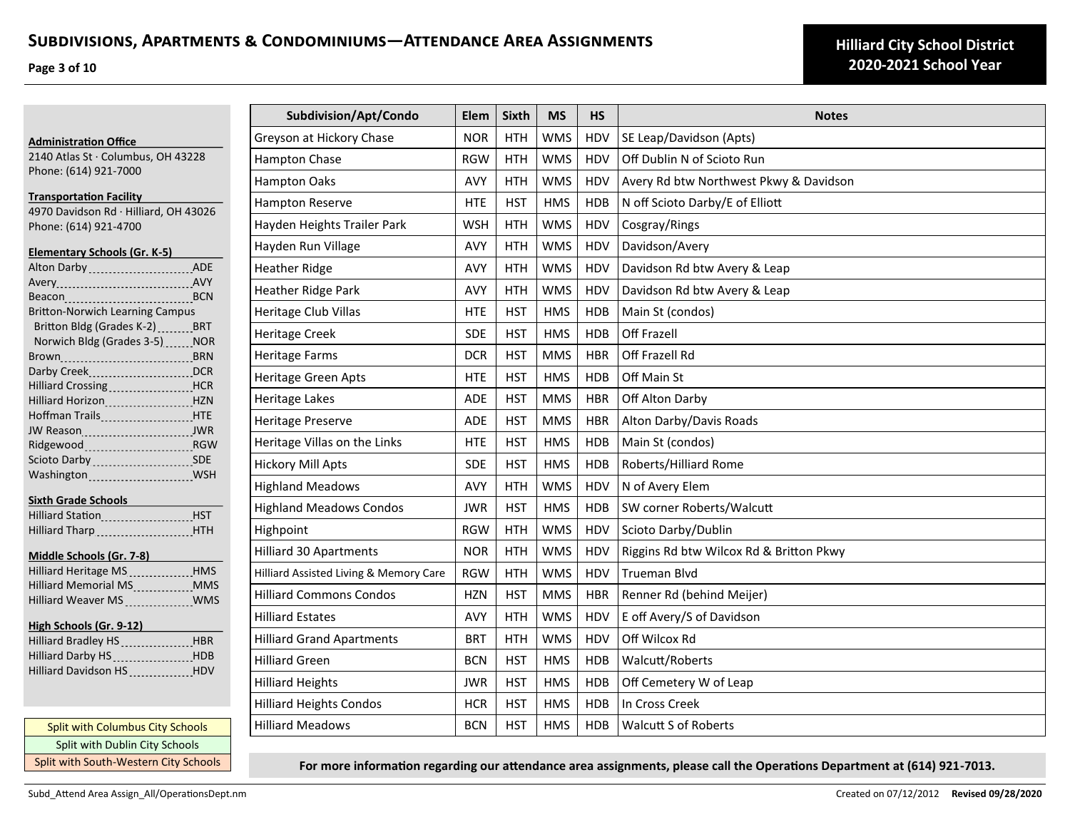## Subdivisions, Apartments & Condominiums—Attendance Area Assignments

**Hilliard City School District 2020-2021 School Year**

**Administration Office**
2140 Atlas St · Columbus, OH 43228
Phone: (614) 921-7000

**Transportation Facility**
4970 Davidson Rd · Hilliard, OH 43026
Phone: (614) 921-4700

**Elementary Schools (Gr. K-5)**
- Alton Darby ... ADE
- Avery ... AVY
- Beacon ... BCN
- Britton-Norwich Learning Campus
  - Britton Bldg (Grades K-2) ... BRT
  - Norwich Bldg (Grades 3-5) ... NOR
- Brown ... BRN
- Darby Creek ... DCR
- Hilliard Crossing ... HCR
- Hilliard Horizon ... HZN
- Hoffman Trails ... HTE
- JW Reason ... JWR
- Ridgewood ... RGW
- Scioto Darby ... SDE
- Washington ... WSH

**Sixth Grade Schools**
- Hilliard Station ... HST
- Hilliard Tharp ... HTH

**Middle Schools (Gr. 7-8)**
- Hilliard Heritage MS ... HMS
- Hilliard Memorial MS ... MMS
- Hilliard Weaver MS ... WMS

**High Schools (Gr. 9-12)**
- Hilliard Bradley HS ... HBR
- Hilliard Darby HS ... HDB
- Hilliard Davidson HS ... HDV

Split with Columbus City Schools
Split with Dublin City Schools
Split with South-Western City Schools

| Subdivision/Apt/Condo | Elem | Sixth | MS | HS | Notes |
|---|---|---|---|---|---|
| Greyson at Hickory Chase | NOR | HTH | WMS | HDV | SE Leap/Davidson (Apts) |
| Hampton Chase | RGW | HTH | WMS | HDV | Off Dublin N of Scioto Run |
| Hampton Oaks | AVY | HTH | WMS | HDV | Avery Rd btw Northwest Pkwy & Davidson |
| Hampton Reserve | HTE | HST | HMS | HDB | N off Scioto Darby/E of Elliott |
| Hayden Heights Trailer Park | WSH | HTH | WMS | HDV | Cosgray/Rings |
| Hayden Run Village | AVY | HTH | WMS | HDV | Davidson/Avery |
| Heather Ridge | AVY | HTH | WMS | HDV | Davidson Rd btw Avery & Leap |
| Heather Ridge Park | AVY | HTH | WMS | HDV | Davidson Rd btw Avery & Leap |
| Heritage Club Villas | HTE | HST | HMS | HDB | Main St (condos) |
| Heritage Creek | SDE | HST | HMS | HDB | Off Frazell |
| Heritage Farms | DCR | HST | MMS | HBR | Off Frazell Rd |
| Heritage Green Apts | HTE | HST | HMS | HDB | Off Main St |
| Heritage Lakes | ADE | HST | MMS | HBR | Off Alton Darby |
| Heritage Preserve | ADE | HST | MMS | HBR | Alton Darby/Davis Roads |
| Heritage Villas on the Links | HTE | HST | HMS | HDB | Main St (condos) |
| Hickory Mill Apts | SDE | HST | HMS | HDB | Roberts/Hilliard Rome |
| Highland Meadows | AVY | HTH | WMS | HDV | N of Avery Elem |
| Highland Meadows Condos | JWR | HST | HMS | HDB | SW corner Roberts/Walcutt |
| Highpoint | RGW | HTH | WMS | HDV | Scioto Darby/Dublin |
| Hilliard 30 Apartments | NOR | HTH | WMS | HDV | Riggins Rd btw Wilcox Rd & Britton Pkwy |
| Hilliard Assisted Living & Memory Care | RGW | HTH | WMS | HDV | Trueman Blvd |
| Hilliard Commons Condos | HZN | HST | MMS | HBR | Renner Rd (behind Meijer) |
| Hilliard Estates | AVY | HTH | WMS | HDV | E off Avery/S of Davidson |
| Hilliard Grand Apartments | BRT | HTH | WMS | HDV | Off Wilcox Rd |
| Hilliard Green | BCN | HST | HMS | HDB | Walcutt/Roberts |
| Hilliard Heights | JWR | HST | HMS | HDB | Off Cemetery W of Leap |
| Hilliard Heights Condos | HCR | HST | HMS | HDB | In Cross Creek |
| Hilliard Meadows | BCN | HST | HMS | HDB | Walcutt S of Roberts |

**For more information regarding our attendance area assignments, please call the Operations Department at (614) 921-7013.**

Subd_Attend Area Assign_All/OperationsDept.nm — Created on 07/12/2012 **Revised 09/28/2020**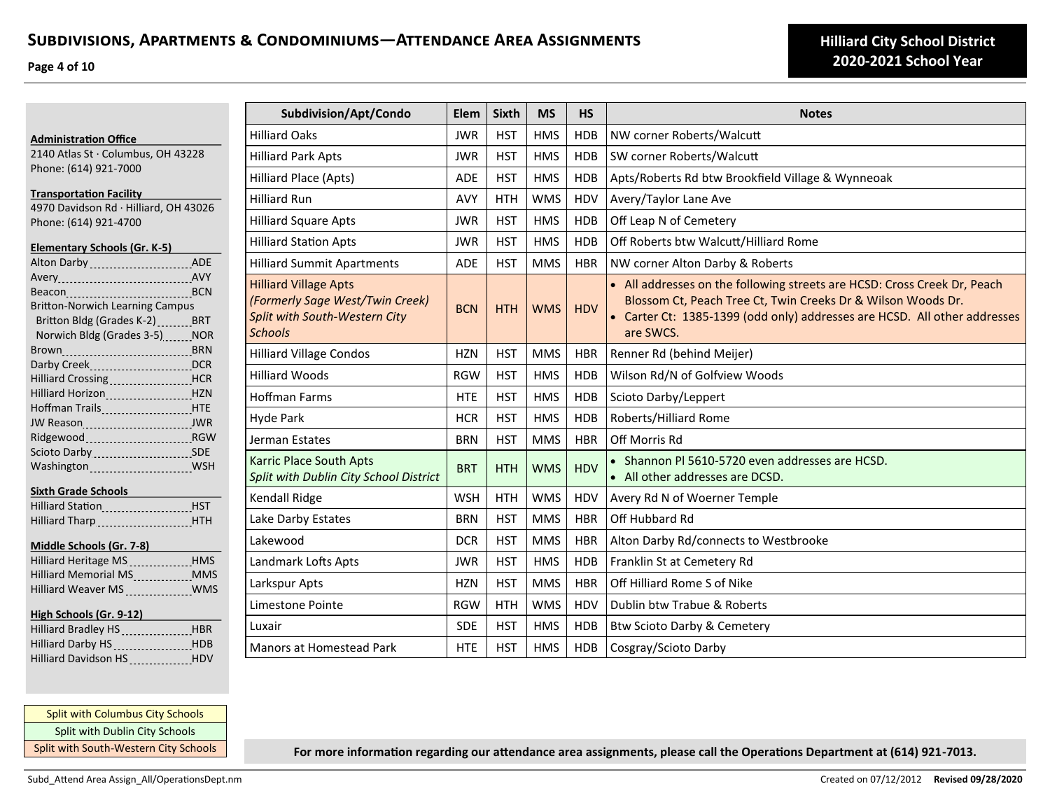# Subdivisions, Apartments & Condominiums—Attendance Area Assignments

**Hilliard City School District 2020-2021 School Year**

**Administration Office**
2140 Atlas St · Columbus, OH 43228
Phone: (614) 921-7000

**Transportation Facility**
4970 Davidson Rd · Hilliard, OH 43026
Phone: (614) 921-4700

**Elementary Schools (Gr. K-5)**
- Alton Darby ........ ADE
- Avery ........ AVY
- Beacon ........ BCN
- Britton-Norwich Learning Campus
  - Britton Bldg (Grades K-2) ........ BRT
  - Norwich Bldg (Grades 3-5) ........ NOR
- Brown ........ BRN
- Darby Creek ........ DCR
- Hilliard Crossing ........ HCR
- Hilliard Horizon ........ HZN
- Hoffman Trails ........ HTE
- JW Reason ........ JWR
- Ridgewood ........ RGW
- Scioto Darby ........ SDE
- Washington ........ WSH

**Sixth Grade Schools**
- Hilliard Station ........ HST
- Hilliard Tharp ........ HTH

**Middle Schools (Gr. 7-8)**
- Hilliard Heritage MS ........ HMS
- Hilliard Memorial MS ........ MMS
- Hilliard Weaver MS ........ WMS

**High Schools (Gr. 9-12)**
- Hilliard Bradley HS ........ HBR
- Hilliard Darby HS ........ HDB
- Hilliard Davidson HS ........ HDV

Legend:
- Split with Columbus City Schools
- Split with Dublin City Schools
- Split with South-Western City Schools

| Subdivision/Apt/Condo | Elem | Sixth | MS | HS | Notes |
|---|---|---|---|---|---|
| Hilliard Oaks | JWR | HST | HMS | HDB | NW corner Roberts/Walcutt |
| Hilliard Park Apts | JWR | HST | HMS | HDB | SW corner Roberts/Walcutt |
| Hilliard Place (Apts) | ADE | HST | HMS | HDB | Apts/Roberts Rd btw Brookfield Village & Wynneoak |
| Hilliard Run | AVY | HTH | WMS | HDV | Avery/Taylor Lane Ave |
| Hilliard Square Apts | JWR | HST | HMS | HDB | Off Leap N of Cemetery |
| Hilliard Station Apts | JWR | HST | HMS | HDB | Off Roberts btw Walcutt/Hilliard Rome |
| Hilliard Summit Apartments | ADE | HST | MMS | HBR | NW corner Alton Darby & Roberts |
| Hilliard Village Apts *(Formerly Sage West/Twin Creek) Split with South-Western City Schools* | BCN | HTH | WMS | HDV | • All addresses on the following streets are HCSD: Cross Creek Dr, Peach Blossom Ct, Peach Tree Ct, Twin Creeks Dr & Wilson Woods Dr. • Carter Ct: 1385-1399 (odd only) addresses are HCSD. All other addresses are SWCS. |
| Hilliard Village Condos | HZN | HST | MMS | HBR | Renner Rd (behind Meijer) |
| Hilliard Woods | RGW | HST | HMS | HDB | Wilson Rd/N of Golfview Woods |
| Hoffman Farms | HTE | HST | HMS | HDB | Scioto Darby/Leppert |
| Hyde Park | HCR | HST | HMS | HDB | Roberts/Hilliard Rome |
| Jerman Estates | BRN | HST | MMS | HBR | Off Morris Rd |
| Karric Place South Apts *Split with Dublin City School District* | BRT | HTH | WMS | HDV | • Shannon Pl 5610-5720 even addresses are HCSD. • All other addresses are DCSD. |
| Kendall Ridge | WSH | HTH | WMS | HDV | Avery Rd N of Woerner Temple |
| Lake Darby Estates | BRN | HST | MMS | HBR | Off Hubbard Rd |
| Lakewood | DCR | HST | MMS | HBR | Alton Darby Rd/connects to Westbrooke |
| Landmark Lofts Apts | JWR | HST | HMS | HDB | Franklin St at Cemetery Rd |
| Larkspur Apts | HZN | HST | MMS | HBR | Off Hilliard Rome S of Nike |
| Limestone Pointe | RGW | HTH | WMS | HDV | Dublin btw Trabue & Roberts |
| Luxair | SDE | HST | HMS | HDB | Btw Scioto Darby & Cemetery |
| Manors at Homestead Park | HTE | HST | HMS | HDB | Cosgray/Scioto Darby |

**For more information regarding our attendance area assignments, please call the Operations Department at (614) 921-7013.**

Subd_Attend Area Assign_All/OperationsDept.nm — Created on 07/12/2012 **Revised 09/28/2020**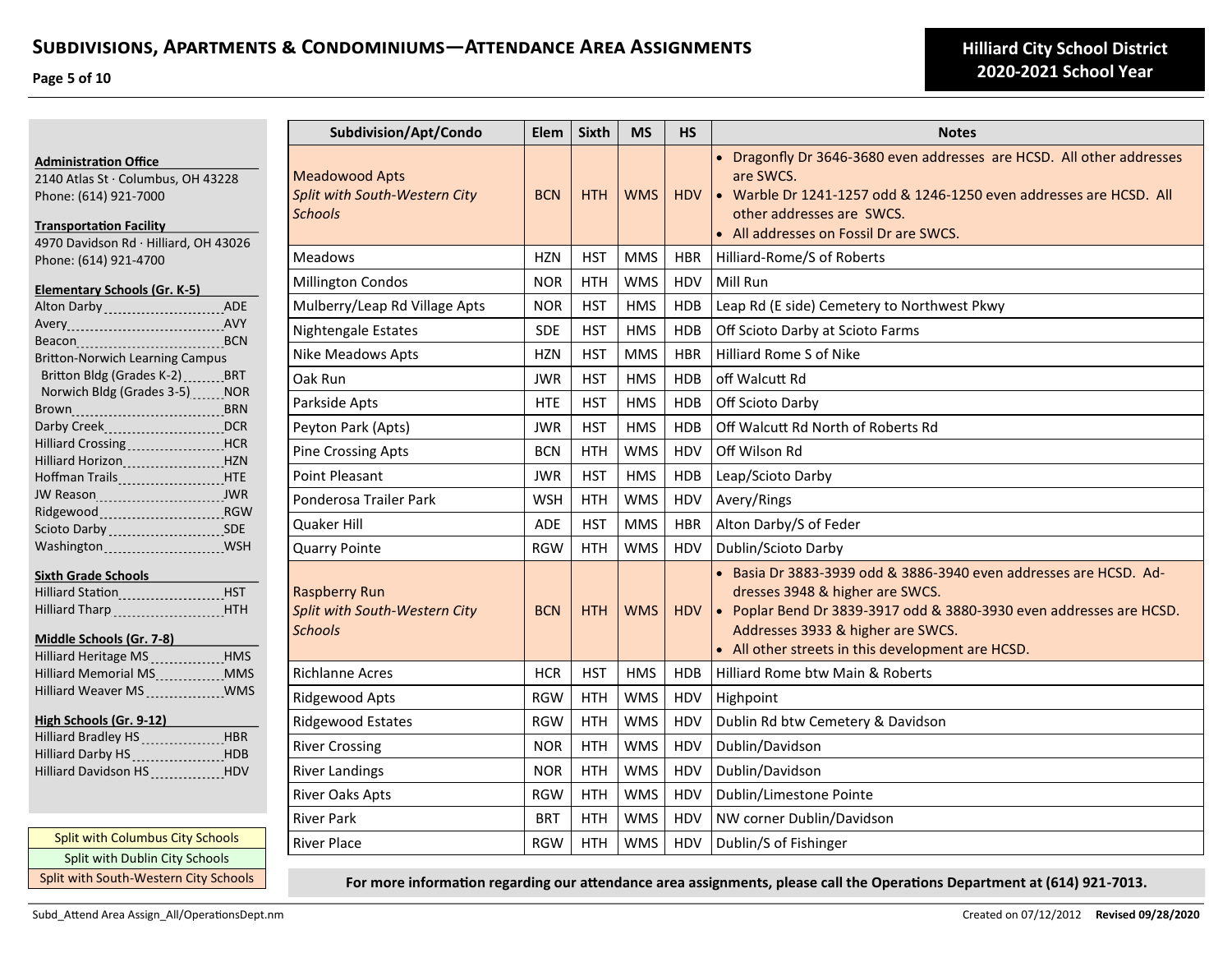# Subdivisions, Apartments & Condominiums—Attendance Area Assignments

**Hilliard City School District 2020-2021 School Year**

**Administration Office**
2140 Atlas St · Columbus, OH 43228
Phone: (614) 921-7000

**Transportation Facility**
4970 Davidson Rd · Hilliard, OH 43026
Phone: (614) 921-4700

**Elementary Schools (Gr. K-5)**
- Alton Darby ... ADE
- Avery ... AVY
- Beacon ... BCN
- Britton-Norwich Learning Campus
  - Britton Bldg (Grades K-2) ... BRT
  - Norwich Bldg (Grades 3-5) ... NOR
- Brown ... BRN
- Darby Creek ... DCR
- Hilliard Crossing ... HCR
- Hilliard Horizon ... HZN
- Hoffman Trails ... HTE
- JW Reason ... JWR
- Ridgewood ... RGW
- Scioto Darby ... SDE
- Washington ... WSH

**Sixth Grade Schools**
- Hilliard Station ... HST
- Hilliard Tharp ... HTH

**Middle Schools (Gr. 7-8)**
- Hilliard Heritage MS ... HMS
- Hilliard Memorial MS ... MMS
- Hilliard Weaver MS ... WMS

**High Schools (Gr. 9-12)**
- Hilliard Bradley HS ... HBR
- Hilliard Darby HS ... HDB
- Hilliard Davidson HS ... HDV

Legend:
- Split with Columbus City Schools
- Split with Dublin City Schools
- Split with South-Western City Schools

| Subdivision/Apt/Condo | Elem | Sixth | MS | HS | Notes |
|---|---|---|---|---|---|
| Meadowood Apts *Split with South-Western City Schools* | BCN | HTH | WMS | HDV | • Dragonfly Dr 3646-3680 even addresses are HCSD. All other addresses are SWCS. • Warble Dr 1241-1257 odd & 1246-1250 even addresses are HCSD. All other addresses are SWCS. • All addresses on Fossil Dr are SWCS. |
| Meadows | HZN | HST | MMS | HBR | Hilliard-Rome/S of Roberts |
| Millington Condos | NOR | HTH | WMS | HDV | Mill Run |
| Mulberry/Leap Rd Village Apts | NOR | HST | HMS | HDB | Leap Rd (E side) Cemetery to Northwest Pkwy |
| Nightengale Estates | SDE | HST | HMS | HDB | Off Scioto Darby at Scioto Farms |
| Nike Meadows Apts | HZN | HST | MMS | HBR | Hilliard Rome S of Nike |
| Oak Run | JWR | HST | HMS | HDB | off Walcutt Rd |
| Parkside Apts | HTE | HST | HMS | HDB | Off Scioto Darby |
| Peyton Park (Apts) | JWR | HST | HMS | HDB | Off Walcutt Rd North of Roberts Rd |
| Pine Crossing Apts | BCN | HTH | WMS | HDV | Off Wilson Rd |
| Point Pleasant | JWR | HST | HMS | HDB | Leap/Scioto Darby |
| Ponderosa Trailer Park | WSH | HTH | WMS | HDV | Avery/Rings |
| Quaker Hill | ADE | HST | MMS | HBR | Alton Darby/S of Feder |
| Quarry Pointe | RGW | HTH | WMS | HDV | Dublin/Scioto Darby |
| Raspberry Run *Split with South-Western City Schools* | BCN | HTH | WMS | HDV | • Basia Dr 3883-3939 odd & 3886-3940 even addresses are HCSD. Addresses 3948 & higher are SWCS. • Poplar Bend Dr 3839-3917 odd & 3880-3930 even addresses are HCSD. Addresses 3933 & higher are SWCS. • All other streets in this development are HCSD. |
| Richlanne Acres | HCR | HST | HMS | HDB | Hilliard Rome btw Main & Roberts |
| Ridgewood Apts | RGW | HTH | WMS | HDV | Highpoint |
| Ridgewood Estates | RGW | HTH | WMS | HDV | Dublin Rd btw Cemetery & Davidson |
| River Crossing | NOR | HTH | WMS | HDV | Dublin/Davidson |
| River Landings | NOR | HTH | WMS | HDV | Dublin/Davidson |
| River Oaks Apts | RGW | HTH | WMS | HDV | Dublin/Limestone Pointe |
| River Park | BRT | HTH | WMS | HDV | NW corner Dublin/Davidson |
| River Place | RGW | HTH | WMS | HDV | Dublin/S of Fishinger |

**For more information regarding our attendance area assignments, please call the Operations Department at (614) 921-7013.**

Subd_Attend Area Assign_All/OperationsDept.nm — Created on 07/12/2012 **Revised 09/28/2020**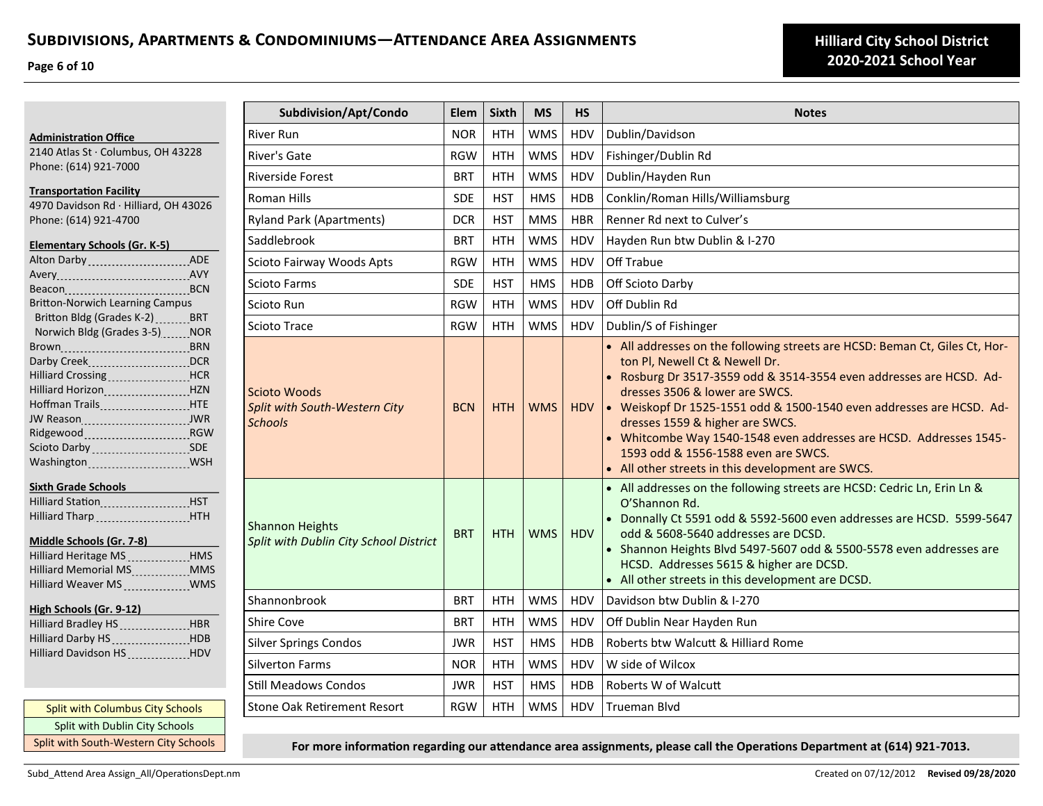# Subdivisions, Apartments & Condominiums—Attendance Area Assignments

**Hilliard City School District 2020-2021 School Year**

**Administration Office**
2140 Atlas St · Columbus, OH 43228
Phone: (614) 921-7000

**Transportation Facility**
4970 Davidson Rd · Hilliard, OH 43026
Phone: (614) 921-4700

**Elementary Schools (Gr. K-5)**
- Alton Darby ... ADE
- Avery ... AVY
- Beacon ... BCN
- Britton-Norwich Learning Campus
  - Britton Bldg (Grades K-2) ... BRT
  - Norwich Bldg (Grades 3-5) ... NOR
- Brown ... BRN
- Darby Creek ... DCR
- Hilliard Crossing ... HCR
- Hilliard Horizon ... HZN
- Hoffman Trails ... HTE
- JW Reason ... JWR
- Ridgewood ... RGW
- Scioto Darby ... SDE
- Washington ... WSH

**Sixth Grade Schools**
- Hilliard Station ... HST
- Hilliard Tharp ... HTH

**Middle Schools (Gr. 7-8)**
- Hilliard Heritage MS ... HMS
- Hilliard Memorial MS ... MMS
- Hilliard Weaver MS ... WMS

**High Schools (Gr. 9-12)**
- Hilliard Bradley HS ... HBR
- Hilliard Darby HS ... HDB
- Hilliard Davidson HS ... HDV

Split with Columbus City Schools
Split with Dublin City Schools
Split with South-Western City Schools

| Subdivision/Apt/Condo | Elem | Sixth | MS | HS | Notes |
|---|---|---|---|---|---|
| River Run | NOR | HTH | WMS | HDV | Dublin/Davidson |
| River's Gate | RGW | HTH | WMS | HDV | Fishinger/Dublin Rd |
| Riverside Forest | BRT | HTH | WMS | HDV | Dublin/Hayden Run |
| Roman Hills | SDE | HST | HMS | HDB | Conklin/Roman Hills/Williamsburg |
| Ryland Park (Apartments) | DCR | HST | MMS | HBR | Renner Rd next to Culver's |
| Saddlebrook | BRT | HTH | WMS | HDV | Hayden Run btw Dublin & I-270 |
| Scioto Fairway Woods Apts | RGW | HTH | WMS | HDV | Off Trabue |
| Scioto Farms | SDE | HST | HMS | HDB | Off Scioto Darby |
| Scioto Run | RGW | HTH | WMS | HDV | Off Dublin Rd |
| Scioto Trace | RGW | HTH | WMS | HDV | Dublin/S of Fishinger |
| Scioto Woods *Split with South-Western City Schools* | BCN | HTH | WMS | HDV | • All addresses on the following streets are HCSD: Beman Ct, Giles Ct, Horton Pl, Newell Ct & Newell Dr. • Rosburg Dr 3517-3559 odd & 3514-3554 even addresses are HCSD. Addresses 3506 & lower are SWCS. • Weiskopf Dr 1525-1551 odd & 1500-1540 even addresses are HCSD. Addresses 1559 & higher are SWCS. • Whitcombe Way 1540-1548 even addresses are HCSD. Addresses 1545-1593 odd & 1556-1588 even are SWCS. • All other streets in this development are SWCS. |
| Shannon Heights *Split with Dublin City School District* | BRT | HTH | WMS | HDV | • All addresses on the following streets are HCSD: Cedric Ln, Erin Ln & O'Shannon Rd. • Donnally Ct 5591 odd & 5592-5600 even addresses are HCSD. 5599-5647 odd & 5608-5640 addresses are DCSD. • Shannon Heights Blvd 5497-5607 odd & 5500-5578 even addresses are HCSD. Addresses 5615 & higher are DCSD. • All other streets in this development are DCSD. |
| Shannonbrook | BRT | HTH | WMS | HDV | Davidson btw Dublin & I-270 |
| Shire Cove | BRT | HTH | WMS | HDV | Off Dublin Near Hayden Run |
| Silver Springs Condos | JWR | HST | HMS | HDB | Roberts btw Walcutt & Hilliard Rome |
| Silverton Farms | NOR | HTH | WMS | HDV | W side of Wilcox |
| Still Meadows Condos | JWR | HST | HMS | HDB | Roberts W of Walcutt |
| Stone Oak Retirement Resort | RGW | HTH | WMS | HDV | Trueman Blvd |

**For more information regarding our attendance area assignments, please call the Operations Department at (614) 921-7013.**

Subd_Attend Area Assign_All/OperationsDept.nm — Created on 07/12/2012 **Revised 09/28/2020**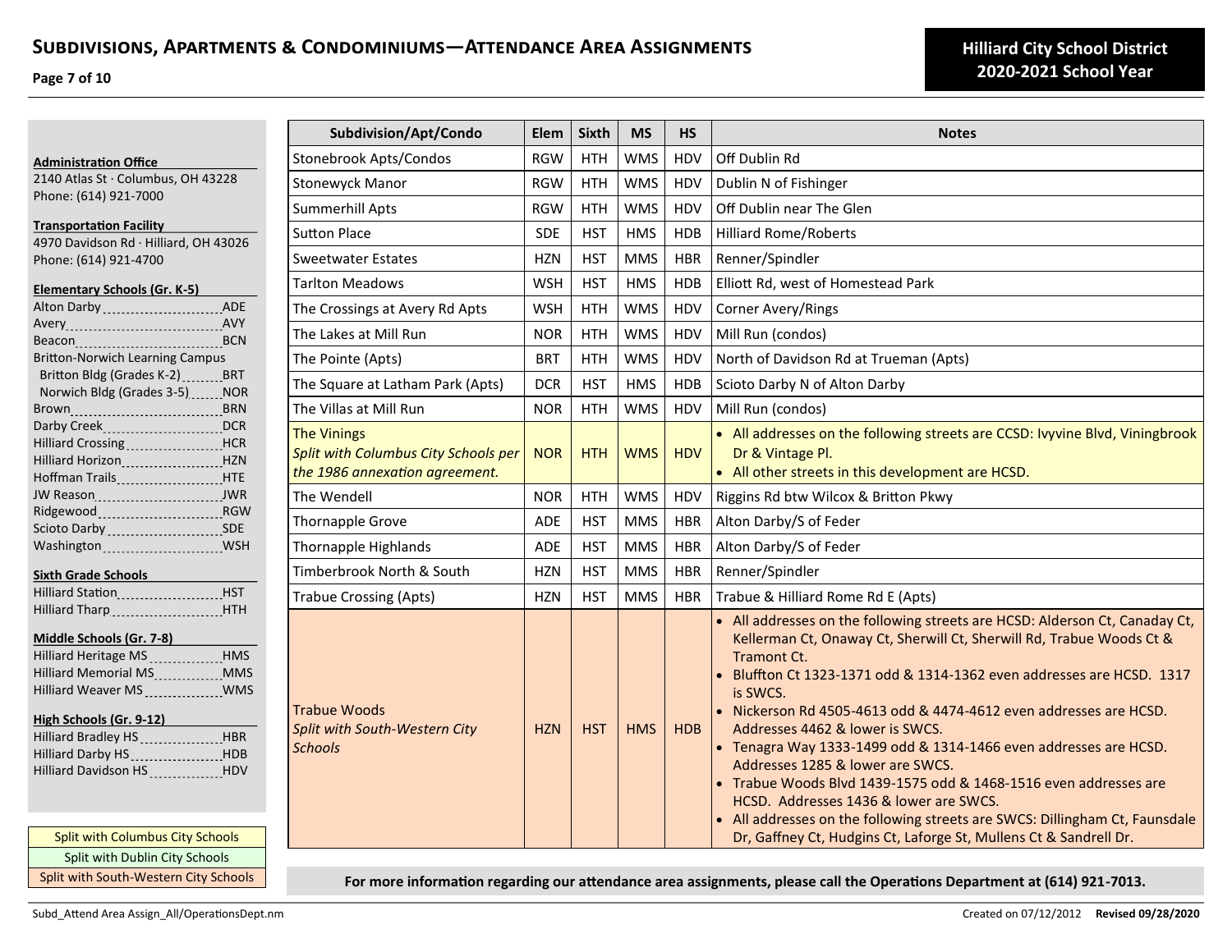# Subdivisions, Apartments & Condominiums—Attendance Area Assignments

**Hilliard City School District**
**2020-2021 School Year**

**Administration Office**
2140 Atlas St · Columbus, OH 43228
Phone: (614) 921-7000

**Transportation Facility**
4970 Davidson Rd · Hilliard, OH 43026
Phone: (614) 921-4700

**Elementary Schools (Gr. K-5)**
- Alton Darby ADE
- Avery AVY
- Beacon BCN
- Britton-Norwich Learning Campus
  - Britton Bldg (Grades K-2) BRT
  - Norwich Bldg (Grades 3-5) NOR
- Brown BRN
- Darby Creek DCR
- Hilliard Crossing HCR
- Hilliard Horizon HZN
- Hoffman Trails HTE
- JW Reason JWR
- Ridgewood RGW
- Scioto Darby SDE
- Washington WSH

**Sixth Grade Schools**
- Hilliard Station HST
- Hilliard Tharp HTH

**Middle Schools (Gr. 7-8)**
- Hilliard Heritage MS HMS
- Hilliard Memorial MS MMS
- Hilliard Weaver MS WMS

**High Schools (Gr. 9-12)**
- Hilliard Bradley HS HBR
- Hilliard Darby HS HDB
- Hilliard Davidson HS HDV

Legend:
- Split with Columbus City Schools
- Split with Dublin City Schools
- Split with South-Western City Schools

| Subdivision/Apt/Condo | Elem | Sixth | MS | HS | Notes |
|---|---|---|---|---|---|
| Stonebrook Apts/Condos | RGW | HTH | WMS | HDV | Off Dublin Rd |
| Stonewyck Manor | RGW | HTH | WMS | HDV | Dublin N of Fishinger |
| Summerhill Apts | RGW | HTH | WMS | HDV | Off Dublin near The Glen |
| Sutton Place | SDE | HST | HMS | HDB | Hilliard Rome/Roberts |
| Sweetwater Estates | HZN | HST | MMS | HBR | Renner/Spindler |
| Tarlton Meadows | WSH | HST | HMS | HDB | Elliott Rd, west of Homestead Park |
| The Crossings at Avery Rd Apts | WSH | HTH | WMS | HDV | Corner Avery/Rings |
| The Lakes at Mill Run | NOR | HTH | WMS | HDV | Mill Run (condos) |
| The Pointe (Apts) | BRT | HTH | WMS | HDV | North of Davidson Rd at Trueman (Apts) |
| The Square at Latham Park (Apts) | DCR | HST | HMS | HDB | Scioto Darby N of Alton Darby |
| The Villas at Mill Run | NOR | HTH | WMS | HDV | Mill Run (condos) |
| The Vinings *Split with Columbus City Schools per the 1986 annexation agreement.* | NOR | HTH | WMS | HDV | • All addresses on the following streets are CCSD: Ivyvine Blvd, Viningbrook Dr & Vintage Pl. • All other streets in this development are HCSD. |
| The Wendell | NOR | HTH | WMS | HDV | Riggins Rd btw Wilcox & Britton Pkwy |
| Thornapple Grove | ADE | HST | MMS | HBR | Alton Darby/S of Feder |
| Thornapple Highlands | ADE | HST | MMS | HBR | Alton Darby/S of Feder |
| Timberbrook North & South | HZN | HST | MMS | HBR | Renner/Spindler |
| Trabue Crossing (Apts) | HZN | HST | MMS | HBR | Trabue & Hilliard Rome Rd E (Apts) |
| Trabue Woods *Split with South-Western City Schools* | HZN | HST | HMS | HDB | • All addresses on the following streets are HCSD: Alderson Ct, Canaday Ct, Kellerman Ct, Onaway Ct, Sherwill Ct, Sherwill Rd, Trabue Woods Ct & Tramont Ct. • Bluffton Ct 1323-1371 odd & 1314-1362 even addresses are HCSD. 1317 is SWCS. • Nickerson Rd 4505-4613 odd & 4474-4612 even addresses are HCSD. Addresses 4462 & lower is SWCS. • Tenagra Way 1333-1499 odd & 1314-1466 even addresses are HCSD. Addresses 1285 & lower are SWCS. • Trabue Woods Blvd 1439-1575 odd & 1468-1516 even addresses are HCSD. Addresses 1436 & lower are SWCS. • All addresses on the following streets are SWCS: Dillingham Ct, Faunsdale Dr, Gaffney Ct, Hudgins Ct, Laforge St, Mullens Ct & Sandrell Dr. |

**For more information regarding our attendance area assignments, please call the Operations Department at (614) 921-7013.**

Subd_Attend Area Assign_All/OperationsDept.nm — Created on 07/12/2012 **Revised 09/28/2020**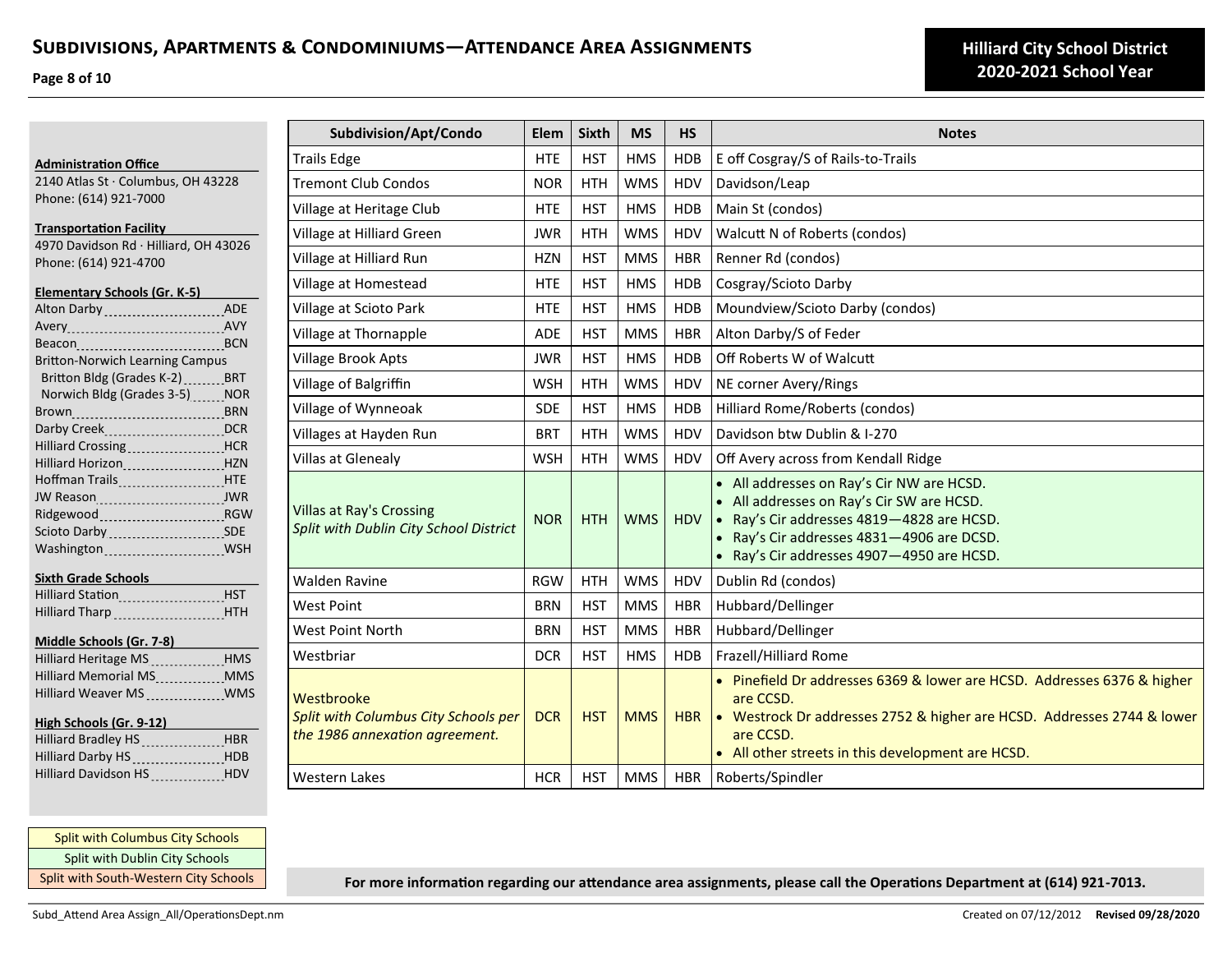# SUBDIVISIONS, APARTMENTS & CONDOMINIUMS—ATTENDANCE AREA ASSIGNMENTS

**Hilliard City School District**
**2020-2021 School Year**

**Administration Office**
2140 Atlas St · Columbus, OH 43228
Phone: (614) 921-7000

**Transportation Facility**
4970 Davidson Rd · Hilliard, OH 43026
Phone: (614) 921-4700

**Elementary Schools (Gr. K-5)**
- Alton Darby ........ ADE
- Avery ........ AVY
- Beacon ........ BCN
- Britton-Norwich Learning Campus
  - Britton Bldg (Grades K-2) ........ BRT
  - Norwich Bldg (Grades 3-5) ........ NOR
- Brown ........ BRN
- Darby Creek ........ DCR
- Hilliard Crossing ........ HCR
- Hilliard Horizon ........ HZN
- Hoffman Trails ........ HTE
- JW Reason ........ JWR
- Ridgewood ........ RGW
- Scioto Darby ........ SDE
- Washington ........ WSH

**Sixth Grade Schools**
- Hilliard Station ........ HST
- Hilliard Tharp ........ HTH

**Middle Schools (Gr. 7-8)**
- Hilliard Heritage MS ........ HMS
- Hilliard Memorial MS ........ MMS
- Hilliard Weaver MS ........ WMS

**High Schools (Gr. 9-12)**
- Hilliard Bradley HS ........ HBR
- Hilliard Darby HS ........ HDB
- Hilliard Davidson HS ........ HDV

Legend:
- Split with Columbus City Schools
- Split with Dublin City Schools
- Split with South-Western City Schools

| Subdivision/Apt/Condo | Elem | Sixth | MS | HS | Notes |
|---|---|---|---|---|---|
| Trails Edge | HTE | HST | HMS | HDB | E off Cosgray/S of Rails-to-Trails |
| Tremont Club Condos | NOR | HTH | WMS | HDV | Davidson/Leap |
| Village at Heritage Club | HTE | HST | HMS | HDB | Main St (condos) |
| Village at Hilliard Green | JWR | HTH | WMS | HDV | Walcutt N of Roberts (condos) |
| Village at Hilliard Run | HZN | HST | MMS | HBR | Renner Rd (condos) |
| Village at Homestead | HTE | HST | HMS | HDB | Cosgray/Scioto Darby |
| Village at Scioto Park | HTE | HST | HMS | HDB | Moundview/Scioto Darby (condos) |
| Village at Thornapple | ADE | HST | MMS | HBR | Alton Darby/S of Feder |
| Village Brook Apts | JWR | HST | HMS | HDB | Off Roberts W of Walcutt |
| Village of Balgriffin | WSH | HTH | WMS | HDV | NE corner Avery/Rings |
| Village of Wynneoak | SDE | HST | HMS | HDB | Hilliard Rome/Roberts (condos) |
| Villages at Hayden Run | BRT | HTH | WMS | HDV | Davidson btw Dublin & I-270 |
| Villas at Glenealy | WSH | HTH | WMS | HDV | Off Avery across from Kendall Ridge |
| Villas at Ray's Crossing *Split with Dublin City School District* | NOR | HTH | WMS | HDV | • All addresses on Ray's Cir NW are HCSD. • All addresses on Ray's Cir SW are HCSD. • Ray's Cir addresses 4819—4828 are HCSD. • Ray's Cir addresses 4831—4906 are DCSD. • Ray's Cir addresses 4907—4950 are HCSD. |
| Walden Ravine | RGW | HTH | WMS | HDV | Dublin Rd (condos) |
| West Point | BRN | HST | MMS | HBR | Hubbard/Dellinger |
| West Point North | BRN | HST | MMS | HBR | Hubbard/Dellinger |
| Westbriar | DCR | HST | HMS | HDB | Frazell/Hilliard Rome |
| Westbrooke *Split with Columbus City Schools per the 1986 annexation agreement.* | DCR | HST | MMS | HBR | • Pinefield Dr addresses 6369 & lower are HCSD. Addresses 6376 & higher are CCSD. • Westrock Dr addresses 2752 & higher are HCSD. Addresses 2744 & lower are CCSD. • All other streets in this development are HCSD. |
| Western Lakes | HCR | HST | MMS | HBR | Roberts/Spindler |

**For more information regarding our attendance area assignments, please call the Operations Department at (614) 921-7013.**

Subd_Attend Area Assign_All/OperationsDept.nm

Created on 07/12/2012 **Revised 09/28/2020**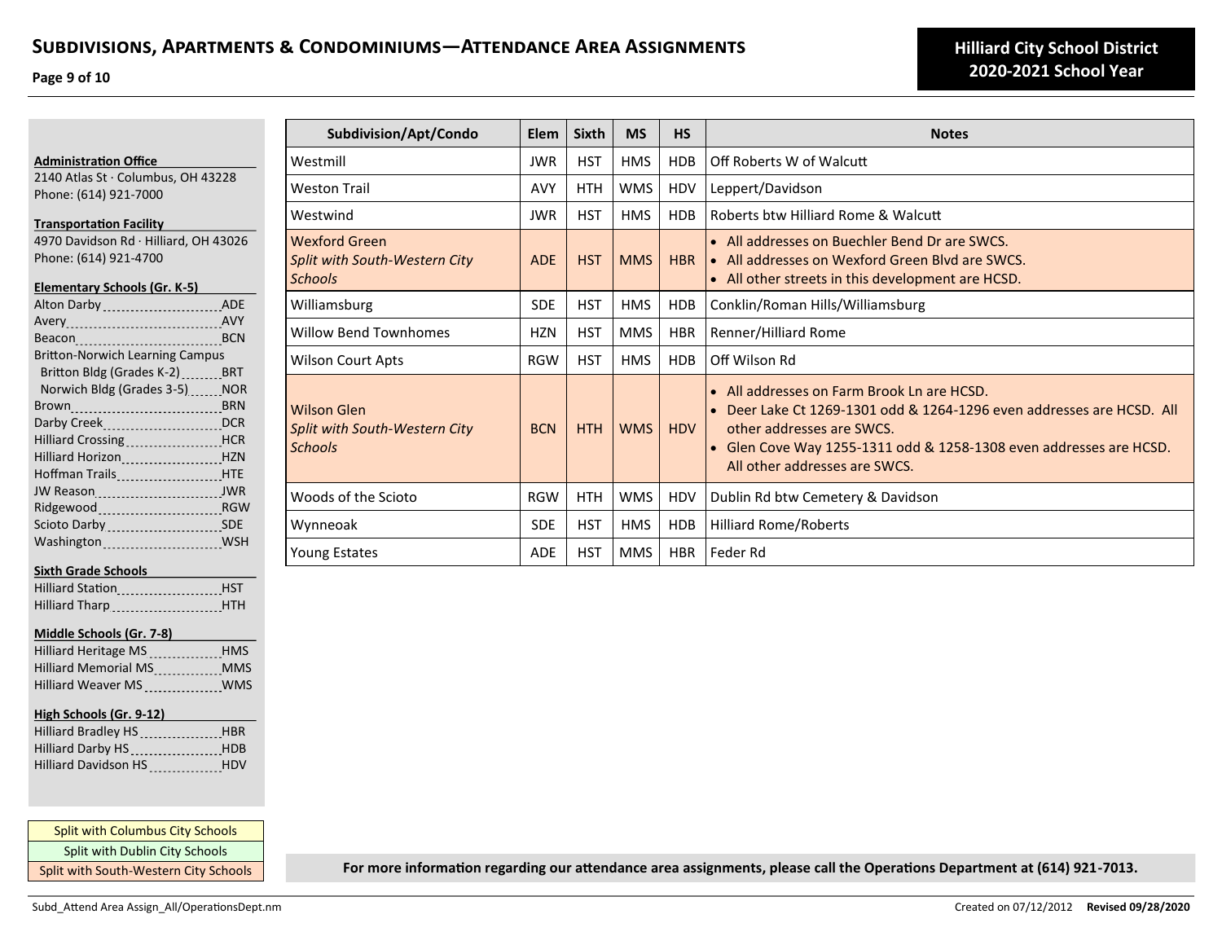# Subdivisions, Apartments & Condominiums—Attendance Area Assignments

**Hilliard City School District**
**2020-2021 School Year**

**Administration Office**
2140 Atlas St · Columbus, OH 43228
Phone: (614) 921-7000

**Transportation Facility**
4970 Davidson Rd · Hilliard, OH 43026
Phone: (614) 921-4700

**Elementary Schools (Gr. K-5)**
- Alton Darby — ADE
- Avery — AVY
- Beacon — BCN
- Britton-Norwich Learning Campus
  - Britton Bldg (Grades K-2) — BRT
  - Norwich Bldg (Grades 3-5) — NOR
- Brown — BRN
- Darby Creek — DCR
- Hilliard Crossing — HCR
- Hilliard Horizon — HZN
- Hoffman Trails — HTE
- JW Reason — JWR
- Ridgewood — RGW
- Scioto Darby — SDE
- Washington — WSH

**Sixth Grade Schools**
- Hilliard Station — HST
- Hilliard Tharp — HTH

**Middle Schools (Gr. 7-8)**
- Hilliard Heritage MS — HMS
- Hilliard Memorial MS — MMS
- Hilliard Weaver MS — WMS

**High Schools (Gr. 9-12)**
- Hilliard Bradley HS — HBR
- Hilliard Darby HS — HDB
- Hilliard Davidson HS — HDV

Legend:
- Split with Columbus City Schools
- Split with Dublin City Schools
- Split with South-Western City Schools

| Subdivision/Apt/Condo | Elem | Sixth | MS | HS | Notes |
|---|---|---|---|---|---|
| Westmill | JWR | HST | HMS | HDB | Off Roberts W of Walcutt |
| Weston Trail | AVY | HTH | WMS | HDV | Leppert/Davidson |
| Westwind | JWR | HST | HMS | HDB | Roberts btw Hilliard Rome & Walcutt |
| Wexford Green *Split with South-Western City Schools* | ADE | HST | MMS | HBR | • All addresses on Buechler Bend Dr are SWCS. • All addresses on Wexford Green Blvd are SWCS. • All other streets in this development are HCSD. |
| Williamsburg | SDE | HST | HMS | HDB | Conklin/Roman Hills/Williamsburg |
| Willow Bend Townhomes | HZN | HST | MMS | HBR | Renner/Hilliard Rome |
| Wilson Court Apts | RGW | HST | HMS | HDB | Off Wilson Rd |
| Wilson Glen *Split with South-Western City Schools* | BCN | HTH | WMS | HDV | • All addresses on Farm Brook Ln are HCSD. • Deer Lake Ct 1269-1301 odd & 1264-1296 even addresses are HCSD. All other addresses are SWCS. • Glen Cove Way 1255-1311 odd & 1258-1308 even addresses are HCSD. All other addresses are SWCS. |
| Woods of the Scioto | RGW | HTH | WMS | HDV | Dublin Rd btw Cemetery & Davidson |
| Wynneoak | SDE | HST | HMS | HDB | Hilliard Rome/Roberts |
| Young Estates | ADE | HST | MMS | HBR | Feder Rd |

**For more information regarding our attendance area assignments, please call the Operations Department at (614) 921-7013.**

Subd_Attend Area Assign_All/OperationsDept.nm — Created on 07/12/2012 **Revised 09/28/2020**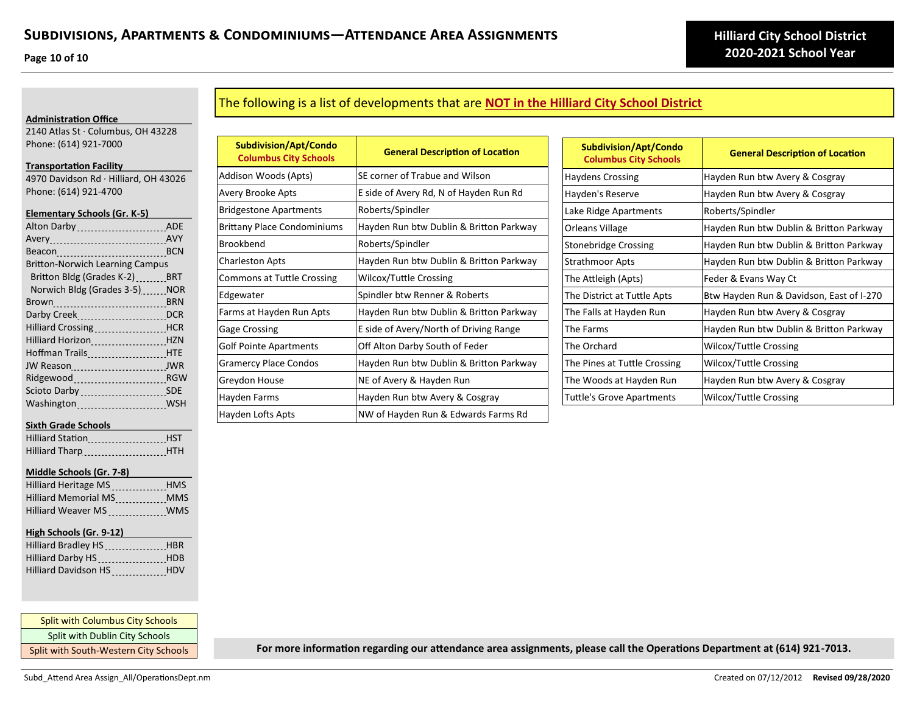# Subdivisions, Apartments & Condominiums—Attendance Area Assignments

**Hilliard City School District**
**2020-2021 School Year**

**Administration Office**
2140 Atlas St · Columbus, OH 43228
Phone: (614) 921-7000

**Transportation Facility**
4970 Davidson Rd · Hilliard, OH 43026
Phone: (614) 921-4700

**Elementary Schools (Gr. K-5)**
- Alton Darby ... ADE
- Avery ... AVY
- Beacon ... BCN
- Britton-Norwich Learning Campus
  - Britton Bldg (Grades K-2) ... BRT
  - Norwich Bldg (Grades 3-5) ... NOR
- Brown ... BRN
- Darby Creek ... DCR
- Hilliard Crossing ... HCR
- Hilliard Horizon ... HZN
- Hoffman Trails ... HTE
- JW Reason ... JWR
- Ridgewood ... RGW
- Scioto Darby ... SDE
- Washington ... WSH

**Sixth Grade Schools**
- Hilliard Station ... HST
- Hilliard Tharp ... HTH

**Middle Schools (Gr. 7-8)**
- Hilliard Heritage MS ... HMS
- Hilliard Memorial MS ... MMS
- Hilliard Weaver MS ... WMS

**High Schools (Gr. 9-12)**
- Hilliard Bradley HS ... HBR
- Hilliard Darby HS ... HDB
- Hilliard Davidson HS ... HDV

Split with Columbus City Schools
Split with Dublin City Schools
Split with South-Western City Schools

The following is a list of developments that are **NOT in the Hilliard City School District**

| Subdivision/Apt/Condo Columbus City Schools | General Description of Location |
|---|---|
| Addison Woods (Apts) | SE corner of Trabue and Wilson |
| Avery Brooke Apts | E side of Avery Rd, N of Hayden Run Rd |
| Bridgestone Apartments | Roberts/Spindler |
| Brittany Place Condominiums | Hayden Run btw Dublin & Britton Parkway |
| Brookbend | Roberts/Spindler |
| Charleston Apts | Hayden Run btw Dublin & Britton Parkway |
| Commons at Tuttle Crossing | Wilcox/Tuttle Crossing |
| Edgewater | Spindler btw Renner & Roberts |
| Farms at Hayden Run Apts | Hayden Run btw Dublin & Britton Parkway |
| Gage Crossing | E side of Avery/North of Driving Range |
| Golf Pointe Apartments | Off Alton Darby South of Feder |
| Gramercy Place Condos | Hayden Run btw Dublin & Britton Parkway |
| Greydon House | NE of Avery & Hayden Run |
| Hayden Farms | Hayden Run btw Avery & Cosgray |
| Hayden Lofts Apts | NW of Hayden Run & Edwards Farms Rd |

| Subdivision/Apt/Condo Columbus City Schools | General Description of Location |
|---|---|
| Haydens Crossing | Hayden Run btw Avery & Cosgray |
| Hayden's Reserve | Hayden Run btw Avery & Cosgray |
| Lake Ridge Apartments | Roberts/Spindler |
| Orleans Village | Hayden Run btw Dublin & Britton Parkway |
| Stonebridge Crossing | Hayden Run btw Dublin & Britton Parkway |
| Strathmoor Apts | Hayden Run btw Dublin & Britton Parkway |
| The Attleigh (Apts) | Feder & Evans Way Ct |
| The District at Tuttle Apts | Btw Hayden Run & Davidson, East of I-270 |
| The Falls at Hayden Run | Hayden Run btw Avery & Cosgray |
| The Farms | Hayden Run btw Dublin & Britton Parkway |
| The Orchard | Wilcox/Tuttle Crossing |
| The Pines at Tuttle Crossing | Wilcox/Tuttle Crossing |
| The Woods at Hayden Run | Hayden Run btw Avery & Cosgray |
| Tuttle's Grove Apartments | Wilcox/Tuttle Crossing |

**For more information regarding our attendance area assignments, please call the Operations Department at (614) 921-7013.**

Subd_Attend Area Assign_All/OperationsDept.nm

Created on 07/12/2012 **Revised 09/28/2020**